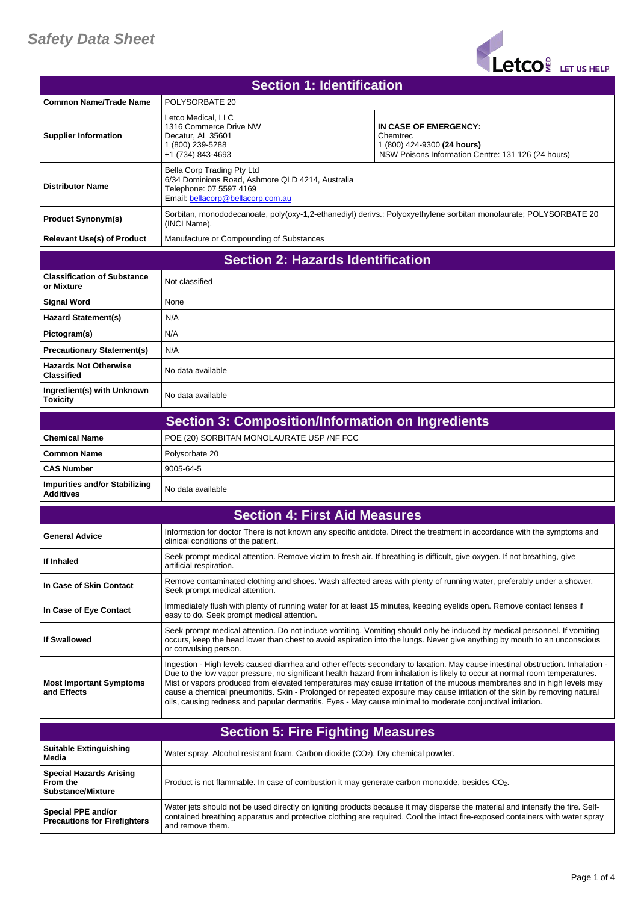# Safety Data Sheet

## Section 1: Identification

| Field | Details | |
|---|---|---|
| **Common Name/Trade Name** | POLYSORBATE 20 | |
| **Supplier Information** | Letco Medical, LLC<br>1316 Commerce Drive NW<br>Decatur, AL 35601<br>1 (800) 239-5288<br>+1 (734) 843-4693 | **IN CASE OF EMERGENCY:**<br>Chemtrec<br>1 (800) 424-9300 **(24 hours)**<br>NSW Poisons Information Centre: 131 126 (24 hours) |
| **Distributor Name** | Bella Corp Trading Pty Ltd<br>6/34 Dominions Road, Ashmore QLD 4214, Australia<br>Telephone: 07 5597 4169<br>Email: bellacorp@bellacorp.com.au | |
| **Product Synonym(s)** | Sorbitan, monododecanoate, poly(oxy-1,2-ethanediyl) derivs.; Polyoxyethylene sorbitan monolaurate; POLYSORBATE 20 (INCI Name). | |
| **Relevant Use(s) of Product** | Manufacture or Compounding of Substances | |

## Section 2: Hazards Identification

| Field | Details |
|---|---|
| **Classification of Substance or Mixture** | Not classified |
| **Signal Word** | None |
| **Hazard Statement(s)** | N/A |
| **Pictogram(s)** | N/A |
| **Precautionary Statement(s)** | N/A |
| **Hazards Not Otherwise Classified** | No data available |
| **Ingredient(s) with Unknown Toxicity** | No data available |

## Section 3: Composition/Information on Ingredients

| Field | Details |
|---|---|
| **Chemical Name** | POE (20) SORBITAN MONOLAURATE USP /NF FCC |
| **Common Name** | Polysorbate 20 |
| **CAS Number** | 9005-64-5 |
| **Impurities and/or Stabilizing Additives** | No data available |

## Section 4: First Aid Measures

| Field | Details |
|---|---|
| **General Advice** | Information for doctor There is not known any specific antidote. Direct the treatment in accordance with the symptoms and clinical conditions of the patient. |
| **If Inhaled** | Seek prompt medical attention. Remove victim to fresh air. If breathing is difficult, give oxygen. If not breathing, give artificial respiration. |
| **In Case of Skin Contact** | Remove contaminated clothing and shoes. Wash affected areas with plenty of running water, preferably under a shower. Seek prompt medical attention. |
| **In Case of Eye Contact** | Immediately flush with plenty of running water for at least 15 minutes, keeping eyelids open. Remove contact lenses if easy to do. Seek prompt medical attention. |
| **If Swallowed** | Seek prompt medical attention. Do not induce vomiting. Vomiting should only be induced by medical personnel. If vomiting occurs, keep the head lower than chest to avoid aspiration into the lungs. Never give anything by mouth to an unconscious or convulsing person. |
| **Most Important Symptoms and Effects** | Ingestion - High levels caused diarrhea and other effects secondary to laxation. May cause intestinal obstruction. Inhalation - Due to the low vapor pressure, no significant health hazard from inhalation is likely to occur at normal room temperatures. Mist or vapors produced from elevated temperatures may cause irritation of the mucous membranes and in high levels may cause a chemical pneumonitis. Skin - Prolonged or repeated exposure may cause irritation of the skin by removing natural oils, causing redness and papular dermatitis. Eyes - May cause minimal to moderate conjunctival irritation. |

## Section 5: Fire Fighting Measures

| Field | Details |
|---|---|
| **Suitable Extinguishing Media** | Water spray. Alcohol resistant foam. Carbon dioxide ($CO_2$). Dry chemical powder. |
| **Special Hazards Arising From the Substance/Mixture** | Product is not flammable. In case of combustion it may generate carbon monoxide, besides $CO_2$. |
| **Special PPE and/or Precautions for Firefighters** | Water jets should not be used directly on igniting products because it may disperse the material and intensify the fire. Self-contained breathing apparatus and protective clothing are required. Cool the intact fire-exposed containers with water spray and remove them. |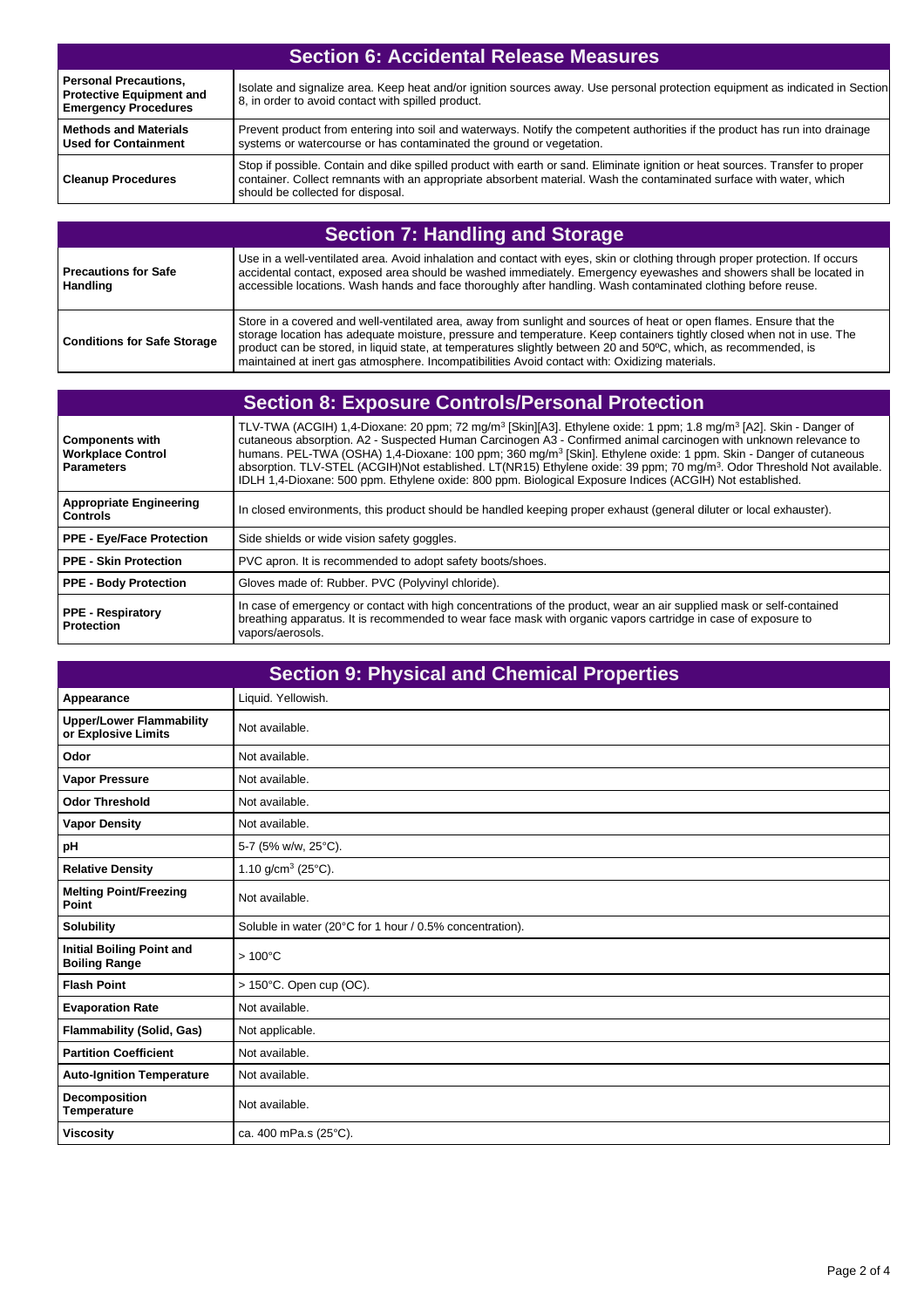## Section 6: Accidental Release Measures

| | |
|---|---|
| **Personal Precautions, Protective Equipment and Emergency Procedures** | Isolate and signalize area. Keep heat and/or ignition sources away. Use personal protection equipment as indicated in Section 8, in order to avoid contact with spilled product. |
| **Methods and Materials Used for Containment** | Prevent product from entering into soil and waterways. Notify the competent authorities if the product has run into drainage systems or watercourse or has contaminated the ground or vegetation. |
| **Cleanup Procedures** | Stop if possible. Contain and dike spilled product with earth or sand. Eliminate ignition or heat sources. Transfer to proper container. Collect remnants with an appropriate absorbent material. Wash the contaminated surface with water, which should be collected for disposal. |

## Section 7: Handling and Storage

| | |
|---|---|
| **Precautions for Safe Handling** | Use in a well-ventilated area. Avoid inhalation and contact with eyes, skin or clothing through proper protection. If occurs accidental contact, exposed area should be washed immediately. Emergency eyewashes and showers shall be located in accessible locations. Wash hands and face thoroughly after handling. Wash contaminated clothing before reuse. |
| **Conditions for Safe Storage** | Store in a covered and well-ventilated area, away from sunlight and sources of heat or open flames. Ensure that the storage location has adequate moisture, pressure and temperature. Keep containers tightly closed when not in use. The product can be stored, in liquid state, at temperatures slightly between 20 and 50ºC, which, as recommended, is maintained at inert gas atmosphere. Incompatibilities Avoid contact with: Oxidizing materials. |

## Section 8: Exposure Controls/Personal Protection

| | |
|---|---|
| **Components with Workplace Control Parameters** | TLV-TWA (ACGIH) 1,4-Dioxane: 20 ppm; 72 mg/m³ [Skin][A3]. Ethylene oxide: 1 ppm; 1.8 mg/m³ [A2]. Skin - Danger of cutaneous absorption. A2 - Suspected Human Carcinogen A3 - Confirmed animal carcinogen with unknown relevance to humans. PEL-TWA (OSHA) 1,4-Dioxane: 100 ppm; 360 mg/m³ [Skin]. Ethylene oxide: 1 ppm. Skin - Danger of cutaneous absorption. TLV-STEL (ACGIH)Not established. LT(NR15) Ethylene oxide: 39 ppm; 70 mg/m³. Odor Threshold Not available. IDLH 1,4-Dioxane: 500 ppm. Ethylene oxide: 800 ppm. Biological Exposure Indices (ACGIH) Not established. |
| **Appropriate Engineering Controls** | In closed environments, this product should be handled keeping proper exhaust (general diluter or local exhauster). |
| **PPE - Eye/Face Protection** | Side shields or wide vision safety goggles. |
| **PPE - Skin Protection** | PVC apron. It is recommended to adopt safety boots/shoes. |
| **PPE - Body Protection** | Gloves made of: Rubber. PVC (Polyvinyl chloride). |
| **PPE - Respiratory Protection** | In case of emergency or contact with high concentrations of the product, wear an air supplied mask or self-contained breathing apparatus. It is recommended to wear face mask with organic vapors cartridge in case of exposure to vapors/aerosols. |

## Section 9: Physical and Chemical Properties

| | |
|---|---|
| **Appearance** | Liquid. Yellowish. |
| **Upper/Lower Flammability or Explosive Limits** | Not available. |
| **Odor** | Not available. |
| **Vapor Pressure** | Not available. |
| **Odor Threshold** | Not available. |
| **Vapor Density** | Not available. |
| **pH** | 5-7 (5% w/w, 25°C). |
| **Relative Density** | 1.10 g/cm³ (25°C). |
| **Melting Point/Freezing Point** | Not available. |
| **Solubility** | Soluble in water (20°C for 1 hour / 0.5% concentration). |
| **Initial Boiling Point and Boiling Range** | > 100°C |
| **Flash Point** | > 150°C. Open cup (OC). |
| **Evaporation Rate** | Not available. |
| **Flammability (Solid, Gas)** | Not applicable. |
| **Partition Coefficient** | Not available. |
| **Auto-Ignition Temperature** | Not available. |
| **Decomposition Temperature** | Not available. |
| **Viscosity** | ca. 400 mPa.s (25°C). |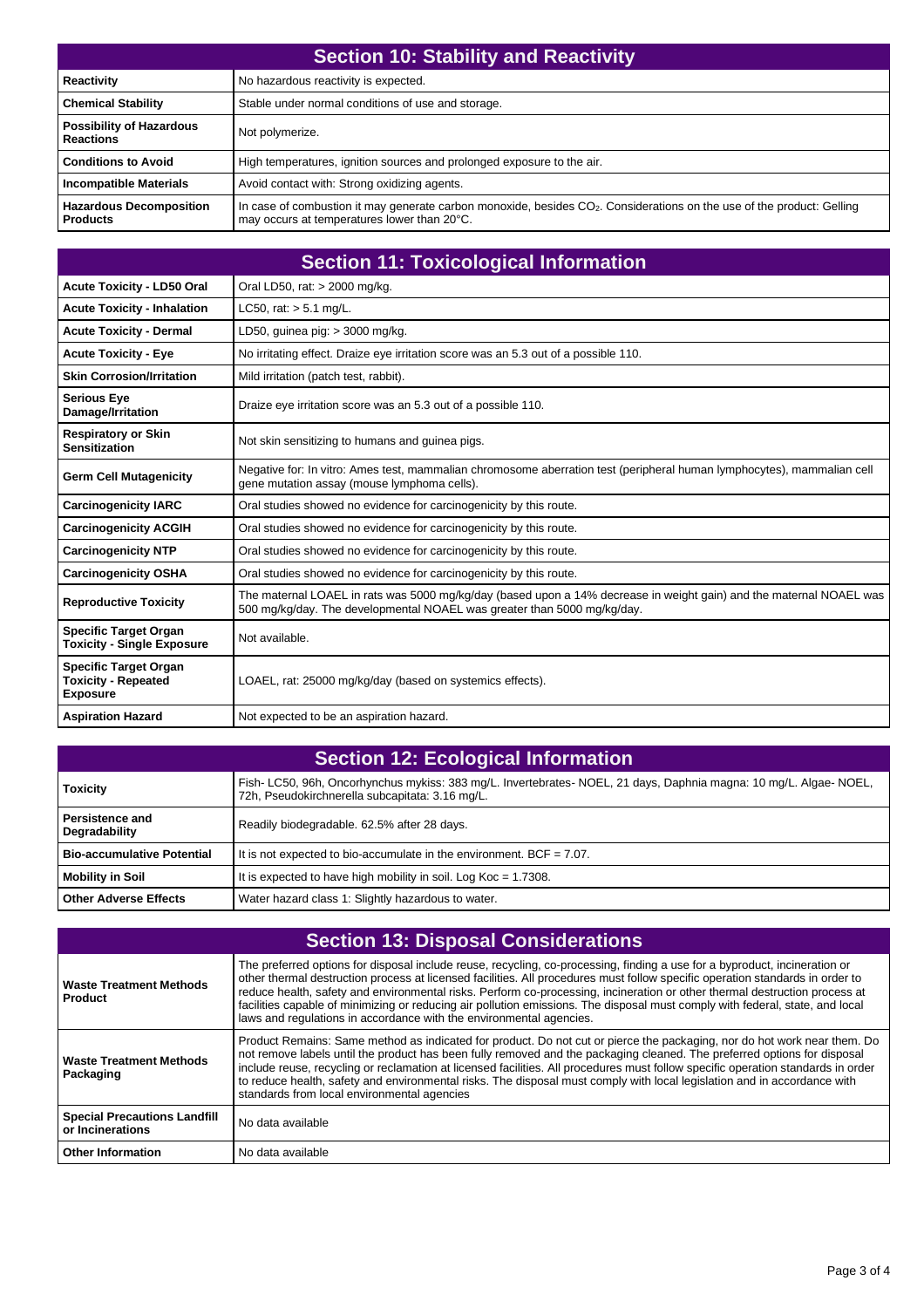## Section 10: Stability and Reactivity

| | |
|---|---|
| **Reactivity** | No hazardous reactivity is expected. |
| **Chemical Stability** | Stable under normal conditions of use and storage. |
| **Possibility of Hazardous Reactions** | Not polymerize. |
| **Conditions to Avoid** | High temperatures, ignition sources and prolonged exposure to the air. |
| **Incompatible Materials** | Avoid contact with: Strong oxidizing agents. |
| **Hazardous Decomposition Products** | In case of combustion it may generate carbon monoxide, besides $CO_2$. Considerations on the use of the product: Gelling may occurs at temperatures lower than 20°C. |

## Section 11: Toxicological Information

| | |
|---|---|
| **Acute Toxicity - LD50 Oral** | Oral LD50, rat: > 2000 mg/kg. |
| **Acute Toxicity - Inhalation** | LC50, rat: > 5.1 mg/L. |
| **Acute Toxicity - Dermal** | LD50, guinea pig: > 3000 mg/kg. |
| **Acute Toxicity - Eye** | No irritating effect. Draize eye irritation score was an 5.3 out of a possible 110. |
| **Skin Corrosion/Irritation** | Mild irritation (patch test, rabbit). |
| **Serious Eye Damage/Irritation** | Draize eye irritation score was an 5.3 out of a possible 110. |
| **Respiratory or Skin Sensitization** | Not skin sensitizing to humans and guinea pigs. |
| **Germ Cell Mutagenicity** | Negative for: In vitro: Ames test, mammalian chromosome aberration test (peripheral human lymphocytes), mammalian cell gene mutation assay (mouse lymphoma cells). |
| **Carcinogenicity IARC** | Oral studies showed no evidence for carcinogenicity by this route. |
| **Carcinogenicity ACGIH** | Oral studies showed no evidence for carcinogenicity by this route. |
| **Carcinogenicity NTP** | Oral studies showed no evidence for carcinogenicity by this route. |
| **Carcinogenicity OSHA** | Oral studies showed no evidence for carcinogenicity by this route. |
| **Reproductive Toxicity** | The maternal LOAEL in rats was 5000 mg/kg/day (based upon a 14% decrease in weight gain) and the maternal NOAEL was 500 mg/kg/day. The developmental NOAEL was greater than 5000 mg/kg/day. |
| **Specific Target Organ Toxicity - Single Exposure** | Not available. |
| **Specific Target Organ Toxicity - Repeated Exposure** | LOAEL, rat: 25000 mg/kg/day (based on systemics effects). |
| **Aspiration Hazard** | Not expected to be an aspiration hazard. |

## Section 12: Ecological Information

| | |
|---|---|
| **Toxicity** | Fish- LC50, 96h, Oncorhynchus mykiss: 383 mg/L. Invertebrates- NOEL, 21 days, Daphnia magna: 10 mg/L. Algae- NOEL, 72h, Pseudokirchnerella subcapitata: 3.16 mg/L. |
| **Persistence and Degradability** | Readily biodegradable. 62.5% after 28 days. |
| **Bio-accumulative Potential** | It is not expected to bio-accumulate in the environment. BCF = 7.07. |
| **Mobility in Soil** | It is expected to have high mobility in soil. Log Koc = 1.7308. |
| **Other Adverse Effects** | Water hazard class 1: Slightly hazardous to water. |

## Section 13: Disposal Considerations

| | |
|---|---|
| **Waste Treatment Methods Product** | The preferred options for disposal include reuse, recycling, co-processing, finding a use for a byproduct, incineration or other thermal destruction process at licensed facilities. All procedures must follow specific operation standards in order to reduce health, safety and environmental risks. Perform co-processing, incineration or other thermal destruction process at facilities capable of minimizing or reducing air pollution emissions. The disposal must comply with federal, state, and local laws and regulations in accordance with the environmental agencies. |
| **Waste Treatment Methods Packaging** | Product Remains: Same method as indicated for product. Do not cut or pierce the packaging, nor do hot work near them. Do not remove labels until the product has been fully removed and the packaging cleaned. The preferred options for disposal include reuse, recycling or reclamation at licensed facilities. All procedures must follow specific operation standards in order to reduce health, safety and environmental risks. The disposal must comply with local legislation and in accordance with standards from local environmental agencies |
| **Special Precautions Landfill or Incinerations** | No data available |
| **Other Information** | No data available |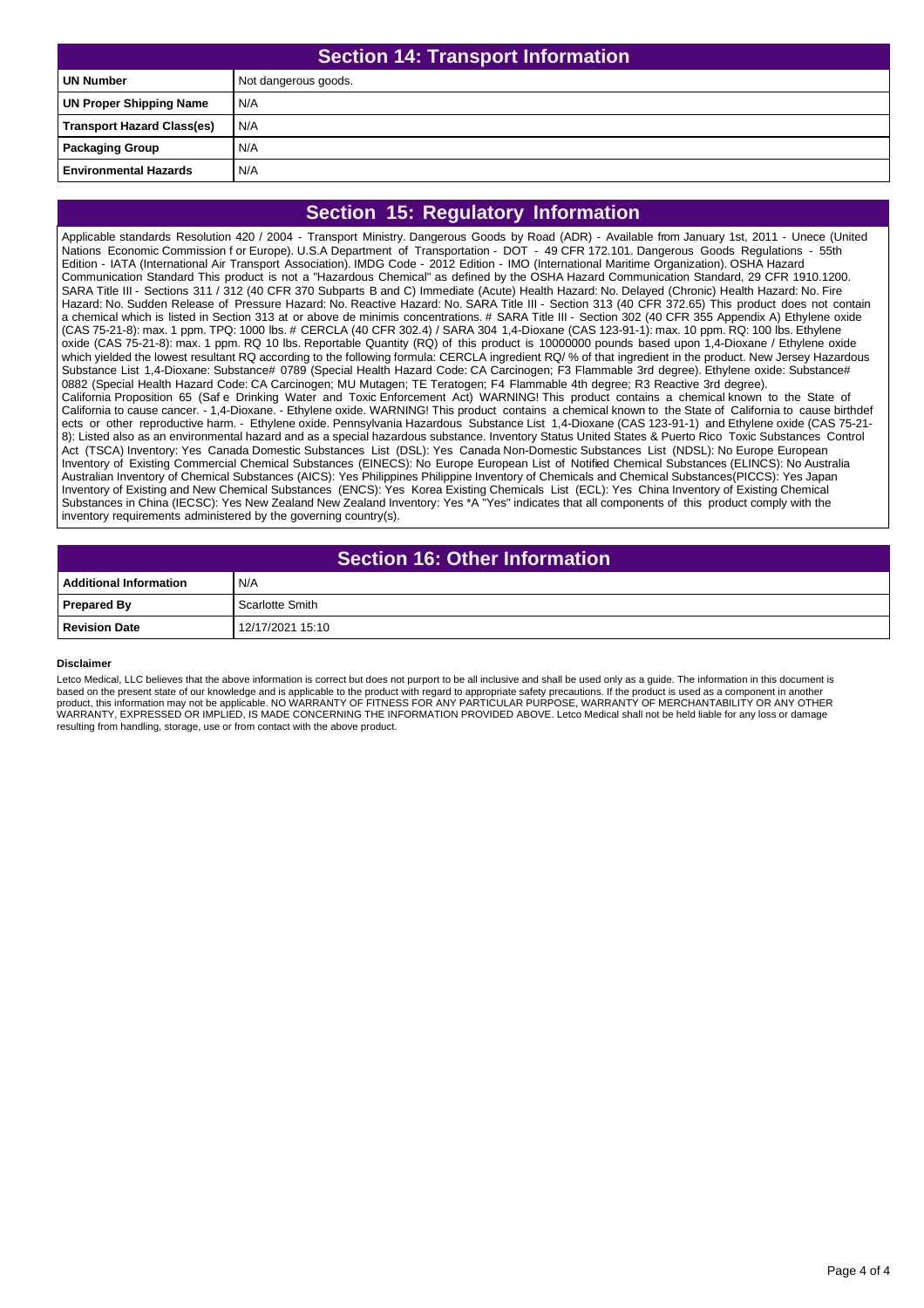## Section 14: Transport Information

| | |
|---|---|
| **UN Number** | Not dangerous goods. |
| **UN Proper Shipping Name** | N/A |
| **Transport Hazard Class(es)** | N/A |
| **Packaging Group** | N/A |
| **Environmental Hazards** | N/A |

## Section 15: Regulatory Information

Applicable standards Resolution 420 / 2004 - Transport Ministry. Dangerous Goods by Road (ADR) - Available from January 1st, 2011 - Unece (United Nations Economic Commission f or Europe). U.S.A Department of Transportation - DOT - 49 CFR 172.101. Dangerous Goods Regulations - 55th Edition - IATA (International Air Transport Association). IMDG Code - 2012 Edition - IMO (International Maritime Organization). OSHA Hazard Communication Standard This product is not a "Hazardous Chemical" as defined by the OSHA Hazard Communication Standard, 29 CFR 1910.1200. SARA Title III - Sections 311 / 312 (40 CFR 370 Subparts B and C) Immediate (Acute) Health Hazard: No. Delayed (Chronic) Health Hazard: No. Fire Hazard: No. Sudden Release of Pressure Hazard: No. Reactive Hazard: No. SARA Title III - Section 313 (40 CFR 372.65) This product does not contain a chemical which is listed in Section 313 at or above de minimis concentrations. # SARA Title III - Section 302 (40 CFR 355 Appendix A) Ethylene oxide (CAS 75-21-8): max. 1 ppm. TPQ: 1000 lbs. # CERCLA (40 CFR 302.4) / SARA 304 1,4-Dioxane (CAS 123-91-1): max. 10 ppm. RQ: 100 lbs. Ethylene oxide (CAS 75-21-8): max. 1 ppm. RQ 10 lbs. Reportable Quantity (RQ) of this product is 10000000 pounds based upon 1,4-Dioxane / Ethylene oxide which yielded the lowest resultant RQ according to the following formula: CERCLA ingredient RQ/ % of that ingredient in the product. New Jersey Hazardous Substance List 1,4-Dioxane: Substance# 0789 (Special Health Hazard Code: CA Carcinogen; F3 Flammable 3rd degree). Ethylene oxide: Substance# 0882 (Special Health Hazard Code: CA Carcinogen; MU Mutagen; TE Teratogen; F4 Flammable 4th degree; R3 Reactive 3rd degree). California Proposition 65 (Saf e Drinking Water and Toxic Enforcement Act) WARNING! This product contains a chemical known to the State of California to cause cancer. - 1,4-Dioxane. - Ethylene oxide. WARNING! This product contains a chemical known to the State of California to cause birthdef ects or other reproductive harm. - Ethylene oxide. Pennsylvania Hazardous Substance List 1,4-Dioxane (CAS 123-91-1) and Ethylene oxide (CAS 75-21-8): Listed also as an environmental hazard and as a special hazardous substance. Inventory Status United States & Puerto Rico Toxic Substances Control Act (TSCA) Inventory: Yes Canada Domestic Substances List (DSL): Yes Canada Non-Domestic Substances List (NDSL): No Europe European Inventory of Existing Commercial Chemical Substances (EINECS): No Europe European List of Notified Chemical Substances (ELINCS): No Australia Australian Inventory of Chemical Substances (AICS): Yes Philippines Philippine Inventory of Chemicals and Chemical Substances(PICCS): Yes Japan Inventory of Existing and New Chemical Substances (ENCS): Yes Korea Existing Chemicals List (ECL): Yes China Inventory of Existing Chemical Substances in China (IECSC): Yes New Zealand New Zealand Inventory: Yes *A "Yes" indicates that all components of this product comply with the inventory requirements administered by the governing country(s).

## Section 16: Other Information

| | |
|---|---|
| **Additional Information** | N/A |
| **Prepared By** | Scarlotte Smith |
| **Revision Date** | 12/17/2021 15:10 |

**Disclaimer**

Letco Medical, LLC believes that the above information is correct but does not purport to be all inclusive and shall be used only as a guide. The information in this document is based on the present state of our knowledge and is applicable to the product with regard to appropriate safety precautions. If the product is used as a component in another product, this information may not be applicable. NO WARRANTY OF FITNESS FOR ANY PARTICULAR PURPOSE, WARRANTY OF MERCHANTABILITY OR ANY OTHER WARRANTY, EXPRESSED OR IMPLIED, IS MADE CONCERNING THE INFORMATION PROVIDED ABOVE. Letco Medical shall not be held liable for any loss or damage resulting from handling, storage, use or from contact with the above product.